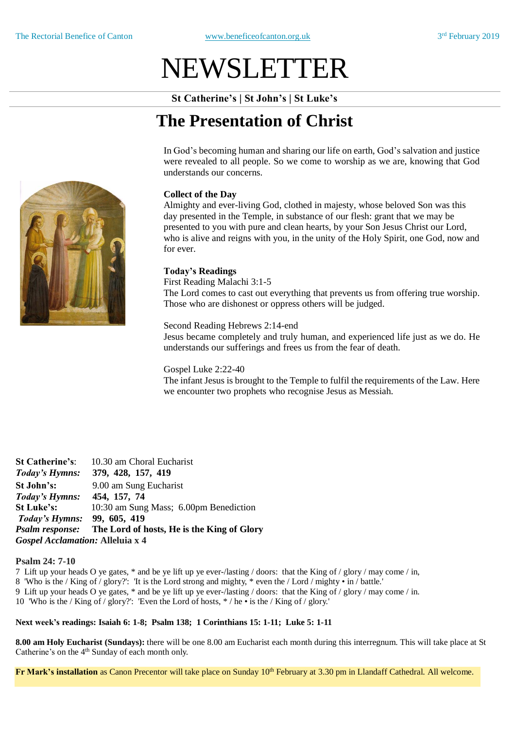The Rectorial Benefice of Canton www.beneficeofcanton.org.uk 3rd February 2019

# NEWSLETTER

**St Catherine's | St John's | St Luke's**

## The Presentation of Christ

In God's becoming human and sharing our life on earth, God's salvation and justice were revealed to all people. So we come to worship as we are, knowing that God understands our concerns.

**Collect of the Day**

Almighty and ever-living God, clothed in majesty, whose beloved Son was this day presented in the Temple, in substance of our flesh: grant that we may be presented to you with pure and clean hearts, by your Son Jesus Christ our Lord, who is alive and reigns with you, in the unity of the Holy Spirit, one God, now and for ever.

**Today's Readings**

First Reading Malachi 3:1-5
The Lord comes to cast out everything that prevents us from offering true worship. Those who are dishonest or oppress others will be judged.

Second Reading Hebrews 2:14-end
Jesus became completely and truly human, and experienced life just as we do. He understands our sufferings and frees us from the fear of death.

Gospel Luke 2:22-40
The infant Jesus is brought to the Temple to fulfil the requirements of the Law. Here we encounter two prophets who recognise Jesus as Messiah.

**St Catherine's**: 10.30 am Choral Eucharist
***Today's Hymns:*** **379, 428, 157, 419**
**St John's:** 9.00 am Sung Eucharist
***Today's Hymns:*** **454, 157, 74**
**St Luke's:** 10:30 am Sung Mass; 6.00pm Benediction
***Today's Hymns:*** **99, 605, 419**
***Psalm response:*** **The Lord of hosts, He is the King of Glory**
***Gospel Acclamation:*** **Alleluia x 4**

**Psalm 24: 7-10**

7 Lift up your heads O ye gates, * and be ye lift up ye ever-/lasting / doors: that the King of / glory / may come / in,
8 'Who is the / King of / glory?': 'It is the Lord strong and mighty, * even the / Lord / mighty • in / battle.'
9 Lift up your heads O ye gates, * and be ye lift up ye ever-/lasting / doors: that the King of / glory / may come / in.
10 'Who is the / King of / glory?': 'Even the Lord of hosts, * / he • is the / King of / glory.'

**Next week's readings: Isaiah 6: 1-8; Psalm 138; 1 Corinthians 15: 1-11; Luke 5: 1-11**

**8.00 am Holy Eucharist (Sundays):** there will be one 8.00 am Eucharist each month during this interregnum. This will take place at St Catherine's on the 4th Sunday of each month only.

**Fr Mark's installation** as Canon Precentor will take place on Sunday 10th February at 3.30 pm in Llandaff Cathedral. All welcome.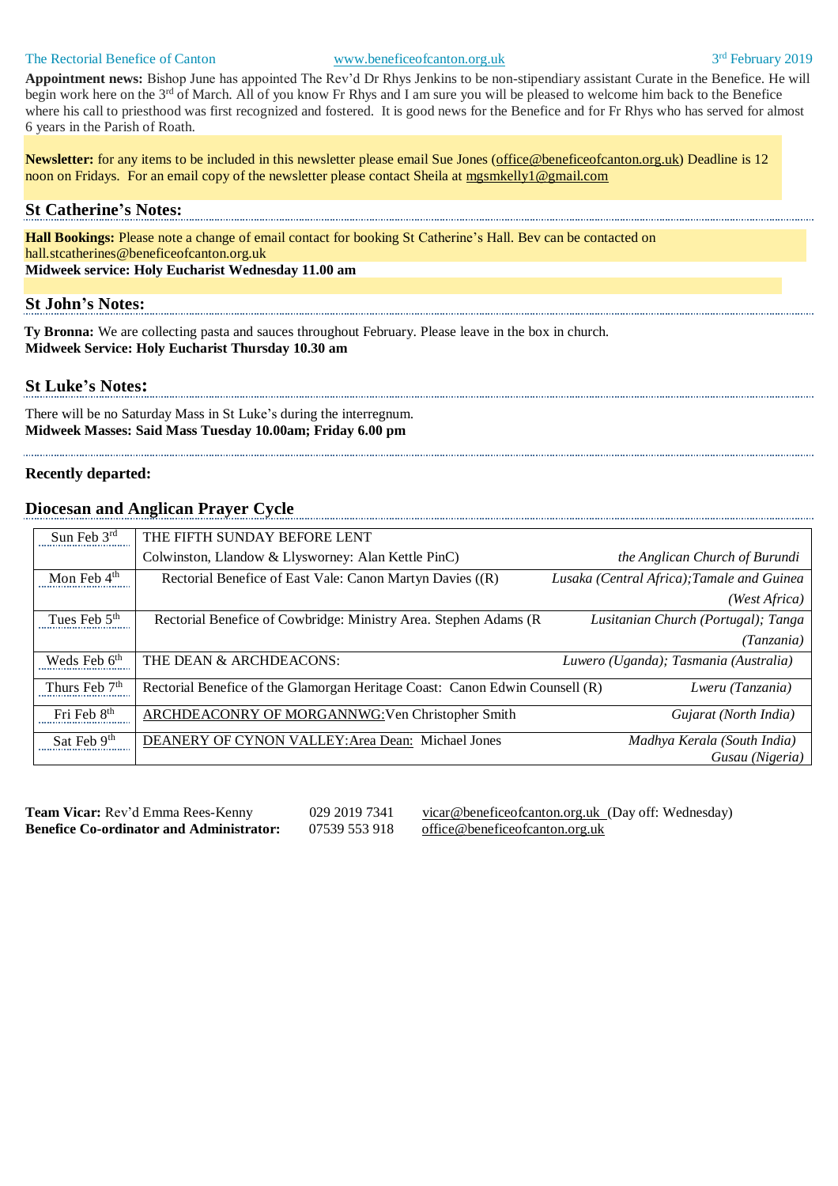**Appointment news:** Bishop June has appointed The Rev'd Dr Rhys Jenkins to be non-stipendiary assistant Curate in the Benefice. He will begin work here on the 3rd of March. All of you know Fr Rhys and I am sure you will be pleased to welcome him back to the Benefice where his call to priesthood was first recognized and fostered. It is good news for the Benefice and for Fr Rhys who has served for almost 6 years in the Parish of Roath.

**Newsletter:** for any items to be included in this newsletter please email Sue Jones (office@beneficeofcanton.org.uk) Deadline is 12 noon on Fridays. For an email copy of the newsletter please contact Sheila at mgsmkelly1@gmail.com

## St Catherine's Notes:

**Hall Bookings:** Please note a change of email contact for booking St Catherine's Hall. Bev can be contacted on hall.stcatherines@beneficeofcanton.org.uk

**Midweek service: Holy Eucharist Wednesday 11.00 am**

## St John's Notes:

**Ty Bronna:** We are collecting pasta and sauces throughout February. Please leave in the box in church.

**Midweek Service: Holy Eucharist Thursday 10.30 am**

## St Luke's Notes:

There will be no Saturday Mass in St Luke's during the interregnum.

**Midweek Masses: Said Mass Tuesday 10.00am; Friday 6.00 pm**

**Recently departed:**

## Diocesan and Anglican Prayer Cycle

| | | |
|---|---|---|
| Sun Feb 3rd | THE FIFTH SUNDAY BEFORE LENT | |
| | Colwinston, Llandow & Llysworney: Alan Kettle PinC) | *the Anglican Church of Burundi* |
| Mon Feb 4th | Rectorial Benefice of East Vale: Canon Martyn Davies ((R) | *Lusaka (Central Africa);Tamale and Guinea (West Africa)* |
| Tues Feb 5th | Rectorial Benefice of Cowbridge: Ministry Area. Stephen Adams (R | *Lusitanian Church (Portugal); Tanga (Tanzania)* |
| Weds Feb 6th | THE DEAN & ARCHDEACONS: | *Luwero (Uganda); Tasmania (Australia)* |
| Thurs Feb 7th | Rectorial Benefice of the Glamorgan Heritage Coast: Canon Edwin Counsell (R) | *Lweru (Tanzania)* |
| Fri Feb 8th | ARCHDEACONRY OF MORGANNWG:Ven Christopher Smith | *Gujarat (North India)* |
| Sat Feb 9th | DEANERY OF CYNON VALLEY:Area Dean: Michael Jones | *Madhya Kerala (South India) Gusau (Nigeria)* |

| | | |
|---|---|---|
| **Team Vicar:** Rev'd Emma Rees-Kenny | 029 2019 7341 | vicar@beneficeofcanton.org.uk (Day off: Wednesday) |
| **Benefice Co-ordinator and Administrator:** | 07539 553 918 | office@beneficeofcanton.org.uk |